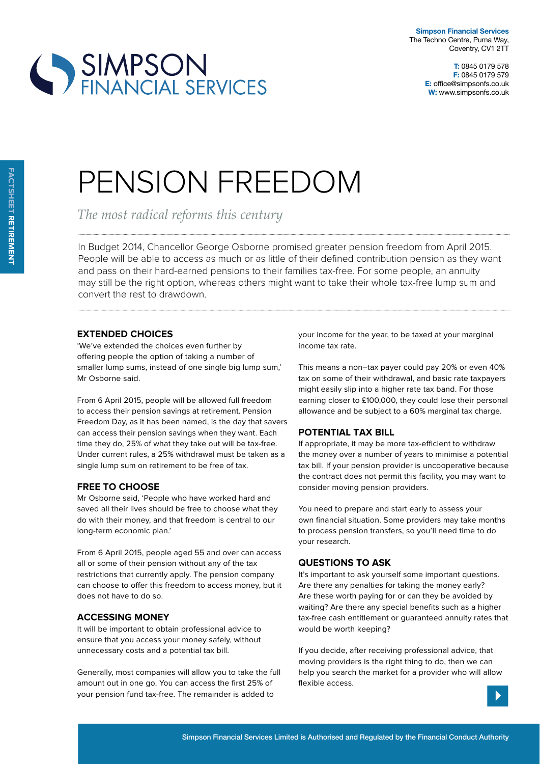**Simpson Financial Services**
The Techno Centre, Puma Way,
Coventry, CV1 2TT

**T:** 0845 0179 578
**F:** 0845 0179 579
**E:** office@simpsonfs.co.uk
**W:** www.simpsonfs.co.uk

FACTSHEET **RETIREMENT**

# PENSION FREEDOM

*The most radical reforms this century*

In Budget 2014, Chancellor George Osborne promised greater pension freedom from April 2015. People will be able to access as much or as little of their defined contribution pension as they want and pass on their hard-earned pensions to their families tax-free. For some people, an annuity may still be the right option, whereas others might want to take their whole tax-free lump sum and convert the rest to drawdown.

## EXTENDED CHOICES

'We've extended the choices even further by offering people the option of taking a number of smaller lump sums, instead of one single big lump sum,' Mr Osborne said.

From 6 April 2015, people will be allowed full freedom to access their pension savings at retirement. Pension Freedom Day, as it has been named, is the day that savers can access their pension savings when they want. Each time they do, 25% of what they take out will be tax-free. Under current rules, a 25% withdrawal must be taken as a single lump sum on retirement to be free of tax.

## FREE TO CHOOSE

Mr Osborne said, 'People who have worked hard and saved all their lives should be free to choose what they do with their money, and that freedom is central to our long-term economic plan.'

From 6 April 2015, people aged 55 and over can access all or some of their pension without any of the tax restrictions that currently apply. The pension company can choose to offer this freedom to access money, but it does not have to do so.

## ACCESSING MONEY

It will be important to obtain professional advice to ensure that you access your money safely, without unnecessary costs and a potential tax bill.

Generally, most companies will allow you to take the full amount out in one go. You can access the first 25% of your pension fund tax-free. The remainder is added to your income for the year, to be taxed at your marginal income tax rate.

This means a non–tax payer could pay 20% or even 40% tax on some of their withdrawal, and basic rate taxpayers might easily slip into a higher rate tax band. For those earning closer to £100,000, they could lose their personal allowance and be subject to a 60% marginal tax charge.

## POTENTIAL TAX BILL

If appropriate, it may be more tax-efficient to withdraw the money over a number of years to minimise a potential tax bill. If your pension provider is uncooperative because the contract does not permit this facility, you may want to consider moving pension providers.

You need to prepare and start early to assess your own financial situation. Some providers may take months to process pension transfers, so you'll need time to do your research.

## QUESTIONS TO ASK

It's important to ask yourself some important questions. Are there any penalties for taking the money early? Are these worth paying for or can they be avoided by waiting? Are there any special benefits such as a higher tax-free cash entitlement or guaranteed annuity rates that would be worth keeping?

If you decide, after receiving professional advice, that moving providers is the right thing to do, then we can help you search the market for a provider who will allow flexible access.

Simpson Financial Services Limited is Authorised and Regulated by the Financial Conduct Authority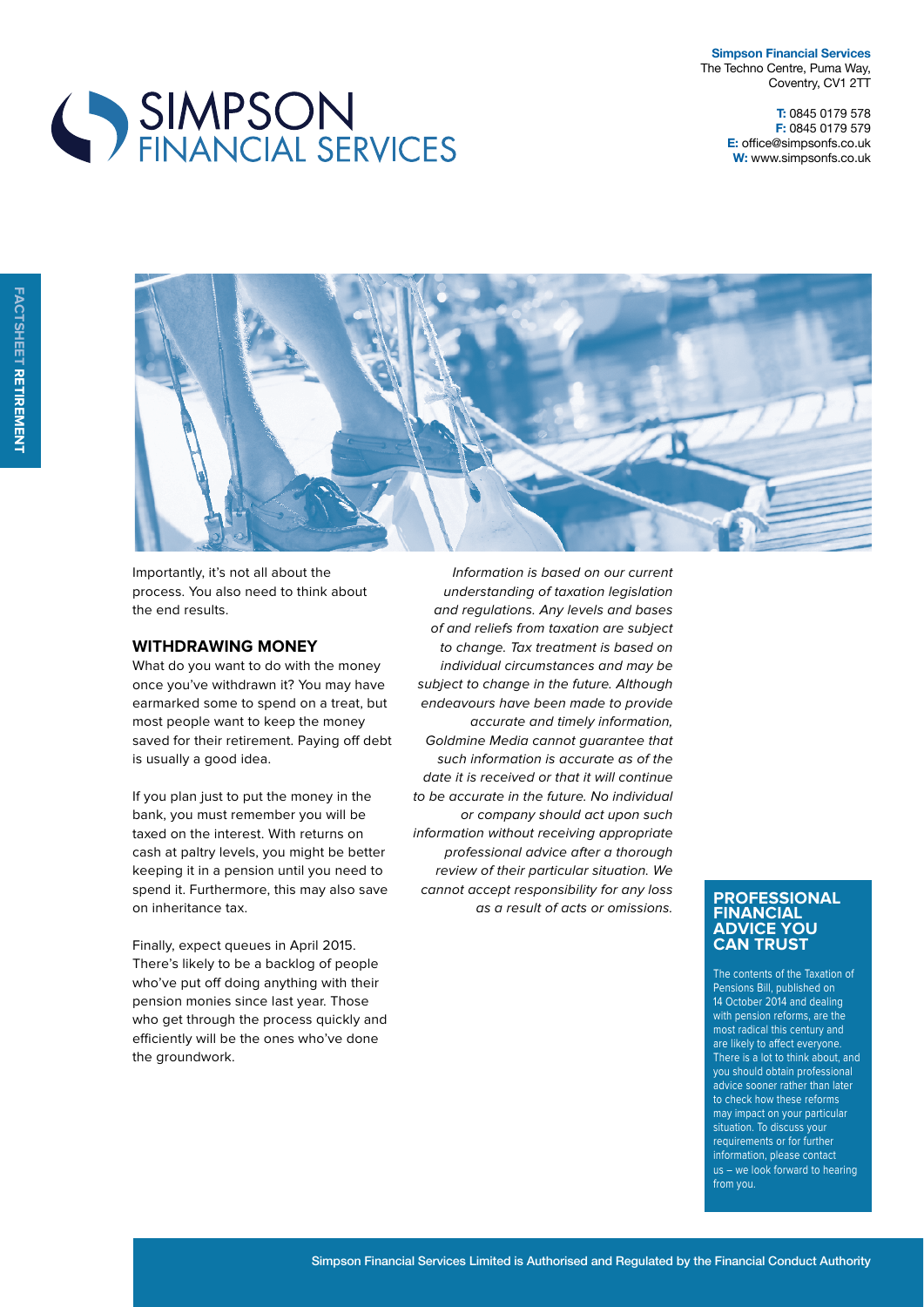# SIMPSON FINANCIAL SERVICES

**Simpson Financial Services**
The Techno Centre, Puma Way,
Coventry, CV1 2TT

**T:** 0845 0179 578
**F:** 0845 0179 579
**E:** office@simpsonfs.co.uk
**W:** www.simpsonfs.co.uk

FACTSHEET **RETIREMENT**

Importantly, it's not all about the process. You also need to think about the end results.

## WITHDRAWING MONEY

What do you want to do with the money once you've withdrawn it? You may have earmarked some to spend on a treat, but most people want to keep the money saved for their retirement. Paying off debt is usually a good idea.

If you plan just to put the money in the bank, you must remember you will be taxed on the interest. With returns on cash at paltry levels, you might be better keeping it in a pension until you need to spend it. Furthermore, this may also save on inheritance tax.

Finally, expect queues in April 2015. There's likely to be a backlog of people who've put off doing anything with their pension monies since last year. Those who get through the process quickly and efficiently will be the ones who've done the groundwork.

*Information is based on our current understanding of taxation legislation and regulations. Any levels and bases of and reliefs from taxation are subject to change. Tax treatment is based on individual circumstances and may be subject to change in the future. Although endeavours have been made to provide accurate and timely information, Goldmine Media cannot guarantee that such information is accurate as of the date it is received or that it will continue to be accurate in the future. No individual or company should act upon such information without receiving appropriate professional advice after a thorough review of their particular situation. We cannot accept responsibility for any loss as a result of acts or omissions.*

## PROFESSIONAL FINANCIAL ADVICE YOU CAN TRUST

The contents of the Taxation of Pensions Bill, published on 14 October 2014 and dealing with pension reforms, are the most radical this century and are likely to affect everyone. There is a lot to think about, and you should obtain professional advice sooner rather than later to check how these reforms may impact on your particular situation. To discuss your requirements or for further information, please contact us – we look forward to hearing from you.

Simpson Financial Services Limited is Authorised and Regulated by the Financial Conduct Authority